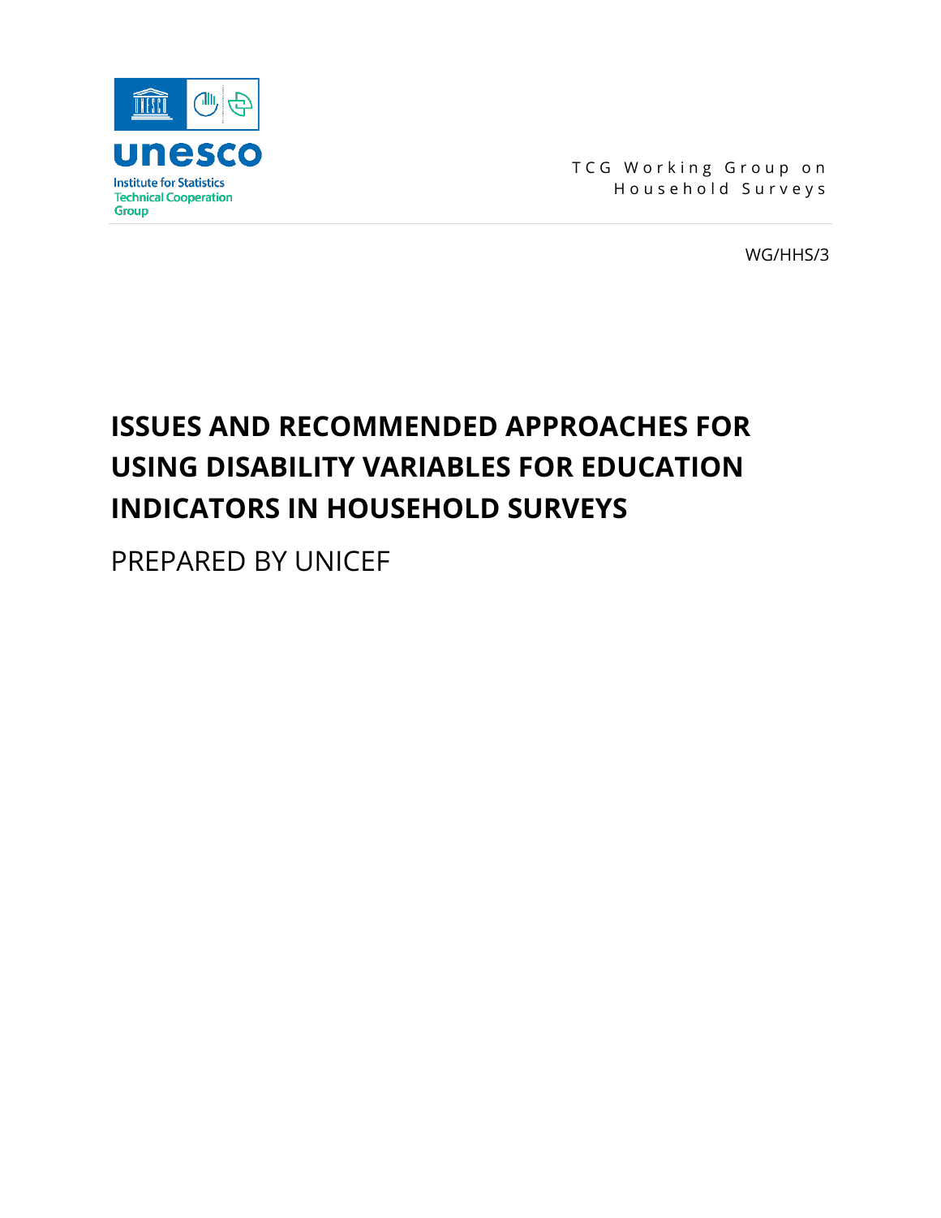unesco

Institute for Statistics
Technical Cooperation
Group

TCG Working Group on Household Surveys

WG/HHS/3

# ISSUES AND RECOMMENDED APPROACHES FOR USING DISABILITY VARIABLES FOR EDUCATION INDICATORS IN HOUSEHOLD SURVEYS

PREPARED BY UNICEF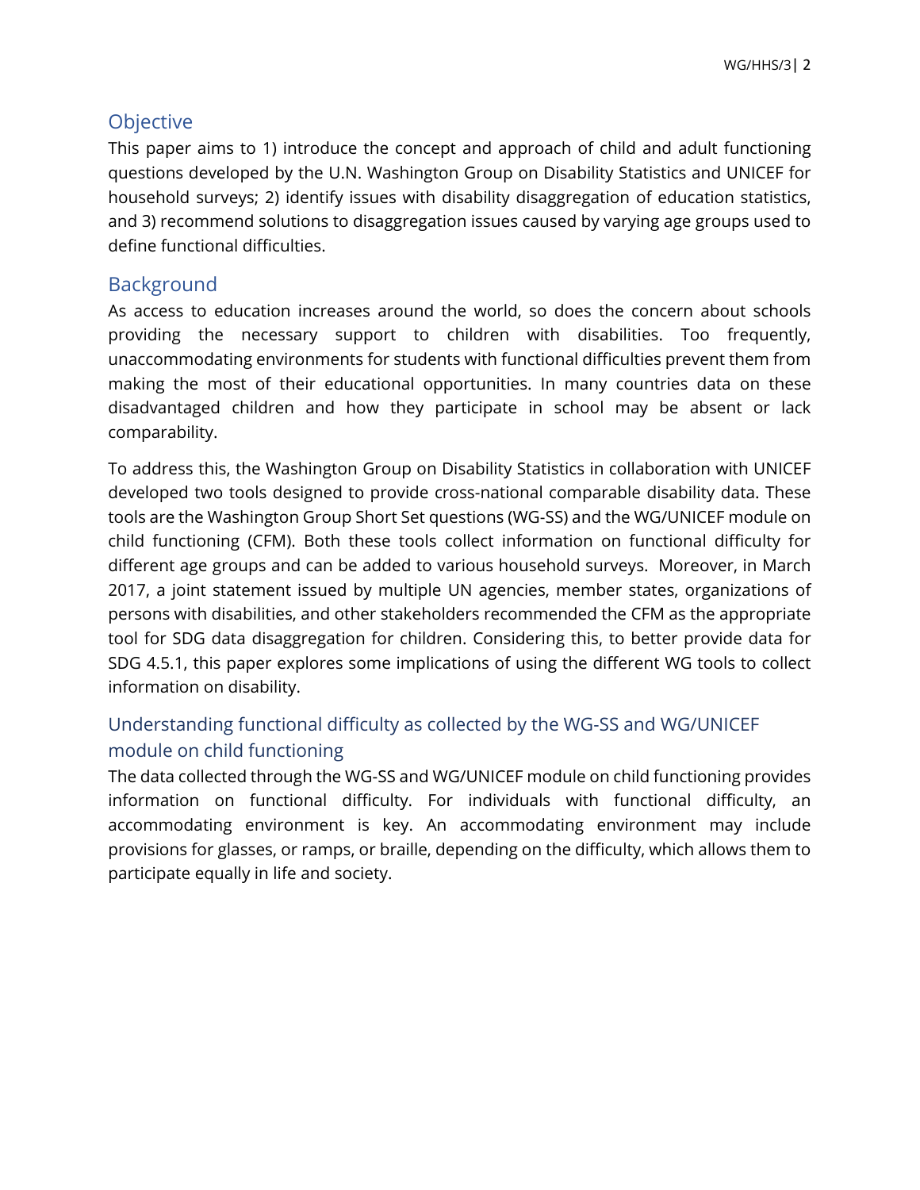## Objective

This paper aims to 1) introduce the concept and approach of child and adult functioning questions developed by the U.N. Washington Group on Disability Statistics and UNICEF for household surveys; 2) identify issues with disability disaggregation of education statistics, and 3) recommend solutions to disaggregation issues caused by varying age groups used to define functional difficulties.

## Background

As access to education increases around the world, so does the concern about schools providing the necessary support to children with disabilities. Too frequently, unaccommodating environments for students with functional difficulties prevent them from making the most of their educational opportunities. In many countries data on these disadvantaged children and how they participate in school may be absent or lack comparability.

To address this, the Washington Group on Disability Statistics in collaboration with UNICEF developed two tools designed to provide cross-national comparable disability data. These tools are the Washington Group Short Set questions (WG-SS) and the WG/UNICEF module on child functioning (CFM). Both these tools collect information on functional difficulty for different age groups and can be added to various household surveys. Moreover, in March 2017, a joint statement issued by multiple UN agencies, member states, organizations of persons with disabilities, and other stakeholders recommended the CFM as the appropriate tool for SDG data disaggregation for children. Considering this, to better provide data for SDG 4.5.1, this paper explores some implications of using the different WG tools to collect information on disability.

### Understanding functional difficulty as collected by the WG-SS and WG/UNICEF module on child functioning

The data collected through the WG-SS and WG/UNICEF module on child functioning provides information on functional difficulty. For individuals with functional difficulty, an accommodating environment is key. An accommodating environment may include provisions for glasses, or ramps, or braille, depending on the difficulty, which allows them to participate equally in life and society.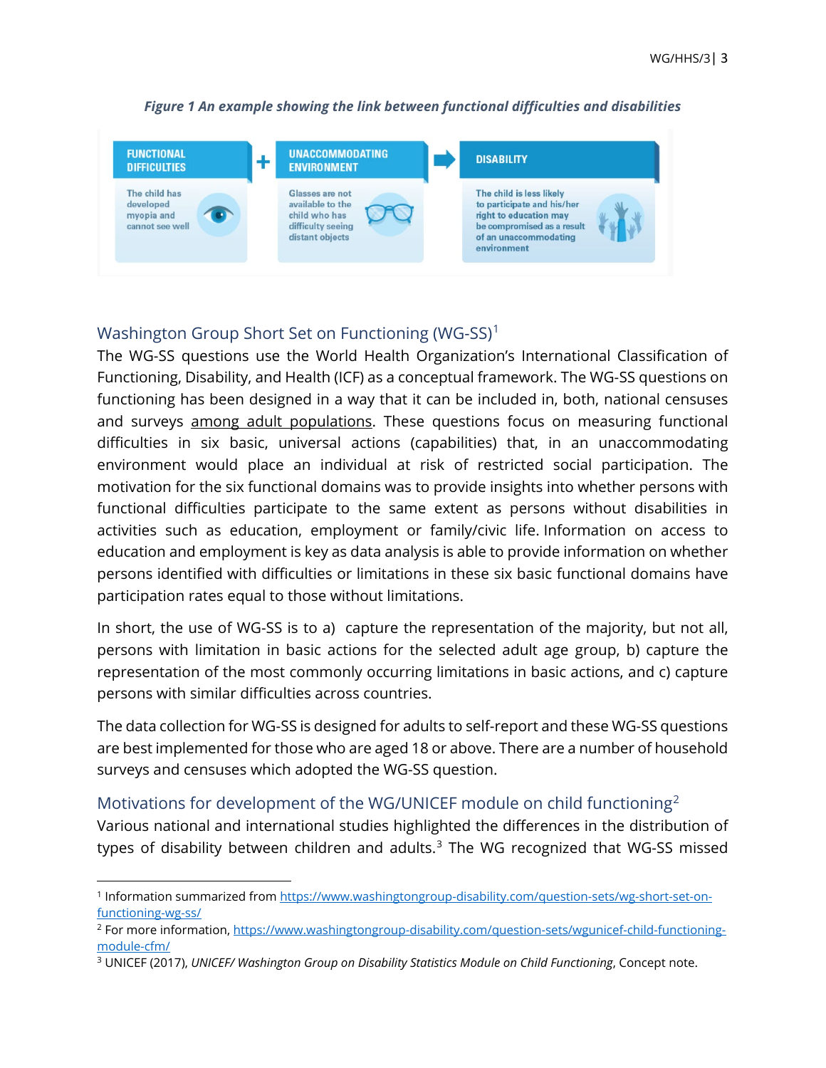*Figure 1 An example showing the link between functional difficulties and disabilities*

| FUNCTIONAL DIFFICULTIES | + | UNACCOMMODATING ENVIRONMENT | ➡ | DISABILITY |
| --- | --- | --- | --- | --- |
| The child has developed myopia and cannot see well | | Glasses are not available to the child who has difficulty seeing distant objects | | The child is less likely to participate and his/her right to education may be compromised as a result of an unaccommodating environment |

## Washington Group Short Set on Functioning (WG-SS)[1]

The WG-SS questions use the World Health Organization's International Classification of Functioning, Disability, and Health (ICF) as a conceptual framework. The WG-SS questions on functioning has been designed in a way that it can be included in, both, national censuses and surveys <u>among adult populations</u>. These questions focus on measuring functional difficulties in six basic, universal actions (capabilities) that, in an unaccommodating environment would place an individual at risk of restricted social participation. The motivation for the six functional domains was to provide insights into whether persons with functional difficulties participate to the same extent as persons without disabilities in activities such as education, employment or family/civic life. Information on access to education and employment is key as data analysis is able to provide information on whether persons identified with difficulties or limitations in these six basic functional domains have participation rates equal to those without limitations.

In short, the use of WG-SS is to a) capture the representation of the majority, but not all, persons with limitation in basic actions for the selected adult age group, b) capture the representation of the most commonly occurring limitations in basic actions, and c) capture persons with similar difficulties across countries.

The data collection for WG-SS is designed for adults to self-report and these WG-SS questions are best implemented for those who are aged 18 or above. There are a number of household surveys and censuses which adopted the WG-SS question.

## Motivations for development of the WG/UNICEF module on child functioning[2]

Various national and international studies highlighted the differences in the distribution of types of disability between children and adults.[3] The WG recognized that WG-SS missed

---

[1] Information summarized from https://www.washingtongroup-disability.com/question-sets/wg-short-set-on-functioning-wg-ss/

[2] For more information, https://www.washingtongroup-disability.com/question-sets/wgunicef-child-functioning-module-cfm/

[3] UNICEF (2017), *UNICEF/ Washington Group on Disability Statistics Module on Child Functioning*, Concept note.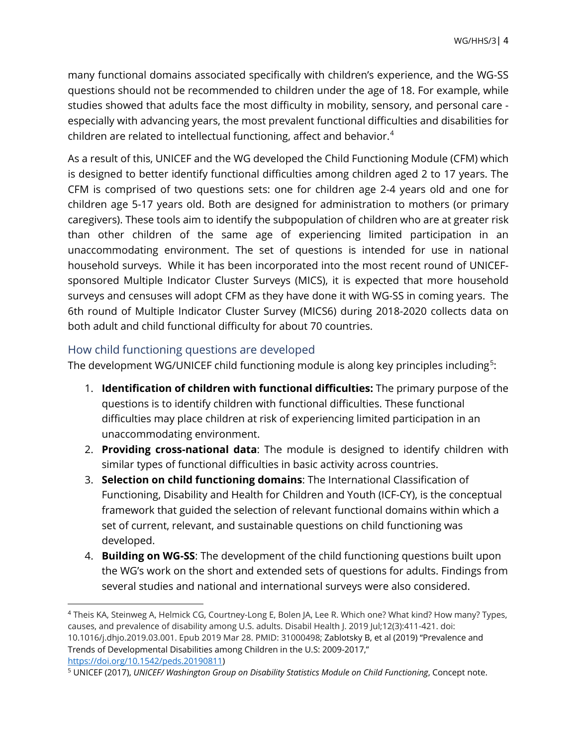many functional domains associated specifically with children's experience, and the WG-SS questions should not be recommended to children under the age of 18. For example, while studies showed that adults face the most difficulty in mobility, sensory, and personal care - especially with advancing years, the most prevalent functional difficulties and disabilities for children are related to intellectual functioning, affect and behavior.[4]

As a result of this, UNICEF and the WG developed the Child Functioning Module (CFM) which is designed to better identify functional difficulties among children aged 2 to 17 years. The CFM is comprised of two questions sets: one for children age 2-4 years old and one for children age 5-17 years old. Both are designed for administration to mothers (or primary caregivers). These tools aim to identify the subpopulation of children who are at greater risk than other children of the same age of experiencing limited participation in an unaccommodating environment. The set of questions is intended for use in national household surveys. While it has been incorporated into the most recent round of UNICEF-sponsored Multiple Indicator Cluster Surveys (MICS), it is expected that more household surveys and censuses will adopt CFM as they have done it with WG-SS in coming years. The 6th round of Multiple Indicator Cluster Survey (MICS6) during 2018-2020 collects data on both adult and child functional difficulty for about 70 countries.

## How child functioning questions are developed

The development WG/UNICEF child functioning module is along key principles including[5]:

1. **Identification of children with functional difficulties:** The primary purpose of the questions is to identify children with functional difficulties. These functional difficulties may place children at risk of experiencing limited participation in an unaccommodating environment.
2. **Providing cross-national data**: The module is designed to identify children with similar types of functional difficulties in basic activity across countries.
3. **Selection on child functioning domains**: The International Classification of Functioning, Disability and Health for Children and Youth (ICF-CY), is the conceptual framework that guided the selection of relevant functional domains within which a set of current, relevant, and sustainable questions on child functioning was developed.
4. **Building on WG-SS**: The development of the child functioning questions built upon the WG's work on the short and extended sets of questions for adults. Findings from several studies and national and international surveys were also considered.

---

[4] Theis KA, Steinweg A, Helmick CG, Courtney-Long E, Bolen JA, Lee R. Which one? What kind? How many? Types, causes, and prevalence of disability among U.S. adults. Disabil Health J. 2019 Jul;12(3):411-421. doi: 10.1016/j.dhjo.2019.03.001. Epub 2019 Mar 28. PMID: 31000498; Zablotsky B, et al (2019) "Prevalence and Trends of Developmental Disabilities among Children in the U.S: 2009-2017," https://doi.org/10.1542/peds.20190811)

[5] UNICEF (2017), *UNICEF/ Washington Group on Disability Statistics Module on Child Functioning*, Concept note.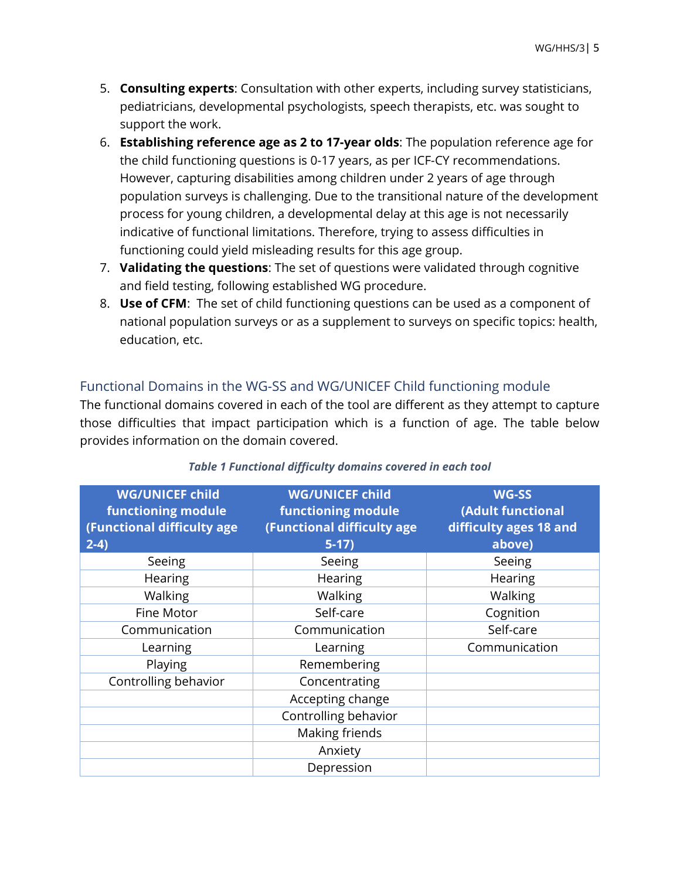5. **Consulting experts**: Consultation with other experts, including survey statisticians, pediatricians, developmental psychologists, speech therapists, etc. was sought to support the work.
6. **Establishing reference age as 2 to 17-year olds**: The population reference age for the child functioning questions is 0-17 years, as per ICF-CY recommendations. However, capturing disabilities among children under 2 years of age through population surveys is challenging. Due to the transitional nature of the development process for young children, a developmental delay at this age is not necessarily indicative of functional limitations. Therefore, trying to assess difficulties in functioning could yield misleading results for this age group.
7. **Validating the questions**: The set of questions were validated through cognitive and field testing, following established WG procedure.
8. **Use of CFM**: The set of child functioning questions can be used as a component of national population surveys or as a supplement to surveys on specific topics: health, education, etc.

## Functional Domains in the WG-SS and WG/UNICEF Child functioning module

The functional domains covered in each of the tool are different as they attempt to capture those difficulties that impact participation which is a function of age. The table below provides information on the domain covered.

***Table 1 Functional difficulty domains covered in each tool***

| WG/UNICEF child functioning module (Functional difficulty age 2-4) | WG/UNICEF child functioning module (Functional difficulty age 5-17) | WG-SS (Adult functional difficulty ages 18 and above) |
|---|---|---|
| Seeing | Seeing | Seeing |
| Hearing | Hearing | Hearing |
| Walking | Walking | Walking |
| Fine Motor | Self-care | Cognition |
| Communication | Communication | Self-care |
| Learning | Learning | Communication |
| Playing | Remembering | |
| Controlling behavior | Concentrating | |
| | Accepting change | |
| | Controlling behavior | |
| | Making friends | |
| | Anxiety | |
| | Depression | |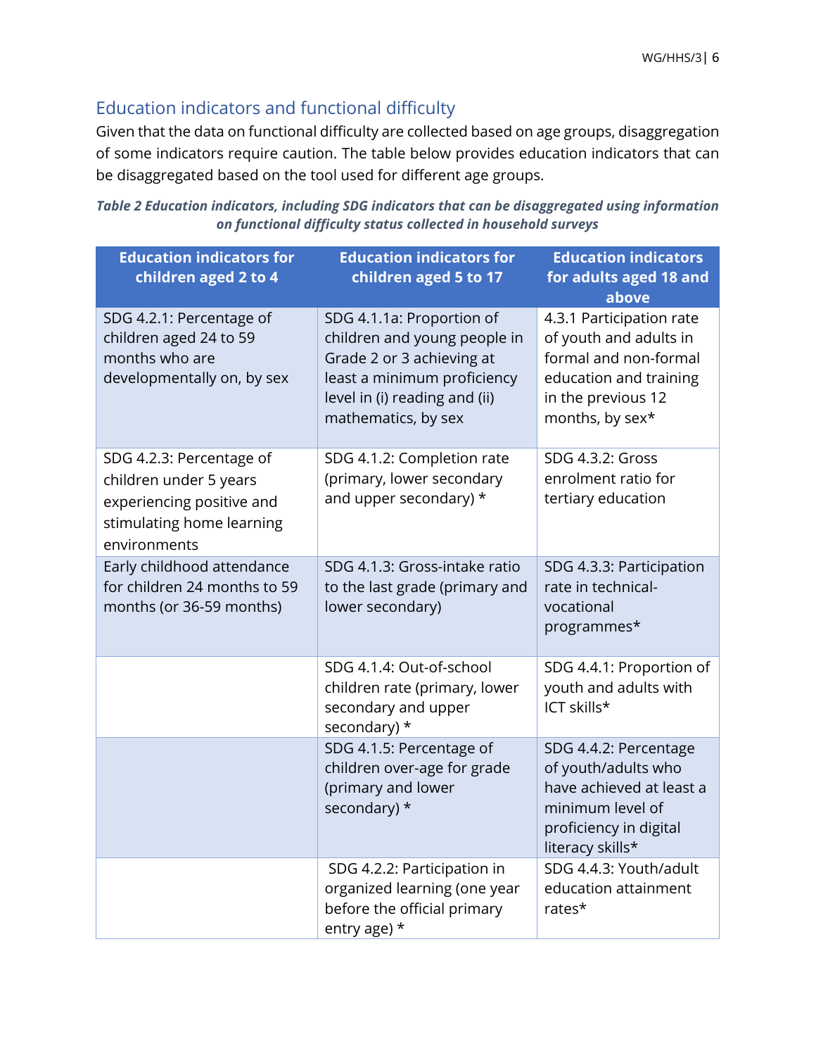## Education indicators and functional difficulty

Given that the data on functional difficulty are collected based on age groups, disaggregation of some indicators require caution. The table below provides education indicators that can be disaggregated based on the tool used for different age groups.

***Table 2 Education indicators, including SDG indicators that can be disaggregated using information on functional difficulty status collected in household surveys***

| Education indicators for children aged 2 to 4 | Education indicators for children aged 5 to 17 | Education indicators for adults aged 18 and above |
|---|---|---|
| SDG 4.2.1: Percentage of children aged 24 to 59 months who are developmentally on, by sex | SDG 4.1.1a: Proportion of children and young people in Grade 2 or 3 achieving at least a minimum proficiency level in (i) reading and (ii) mathematics, by sex | 4.3.1 Participation rate of youth and adults in formal and non-formal education and training in the previous 12 months, by sex* |
| SDG 4.2.3: Percentage of children under 5 years experiencing positive and stimulating home learning environments | SDG 4.1.2: Completion rate (primary, lower secondary and upper secondary) * | SDG 4.3.2: Gross enrolment ratio for tertiary education |
| Early childhood attendance for children 24 months to 59 months (or 36-59 months) | SDG 4.1.3: Gross-intake ratio to the last grade (primary and lower secondary) | SDG 4.3.3: Participation rate in technical-vocational programmes* |
| | SDG 4.1.4: Out-of-school children rate (primary, lower secondary and upper secondary) * | SDG 4.4.1: Proportion of youth and adults with ICT skills* |
| | SDG 4.1.5: Percentage of children over-age for grade (primary and lower secondary) * | SDG 4.4.2: Percentage of youth/adults who have achieved at least a minimum level of proficiency in digital literacy skills* |
| | SDG 4.2.2: Participation in organized learning (one year before the official primary entry age) * | SDG 4.4.3: Youth/adult education attainment rates* |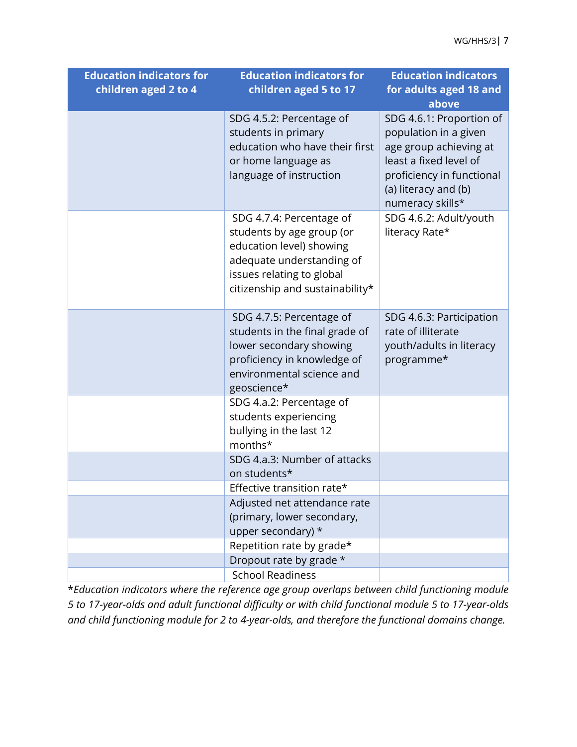| Education indicators for children aged 2 to 4 | Education indicators for children aged 5 to 17 | Education indicators for adults aged 18 and above |
|---|---|---|
| | SDG 4.5.2: Percentage of students in primary education who have their first or home language as language of instruction | SDG 4.6.1: Proportion of population in a given age group achieving at least a fixed level of proficiency in functional (a) literacy and (b) numeracy skills* |
| | SDG 4.7.4: Percentage of students by age group (or education level) showing adequate understanding of issues relating to global citizenship and sustainability* | SDG 4.6.2: Adult/youth literacy Rate* |
| | SDG 4.7.5: Percentage of students in the final grade of lower secondary showing proficiency in knowledge of environmental science and geoscience* | SDG 4.6.3: Participation rate of illiterate youth/adults in literacy programme* |
| | SDG 4.a.2: Percentage of students experiencing bullying in the last 12 months* | |
| | SDG 4.a.3: Number of attacks on students* | |
| | Effective transition rate* | |
| | Adjusted net attendance rate (primary, lower secondary, upper secondary) * | |
| | Repetition rate by grade* | |
| | Dropout rate by grade * | |
| | School Readiness | |

*\*Education indicators where the reference age group overlaps between child functioning module 5 to 17-year-olds and adult functional difficulty or with child functional module 5 to 17-year-olds and child functioning module for 2 to 4-year-olds, and therefore the functional domains change.*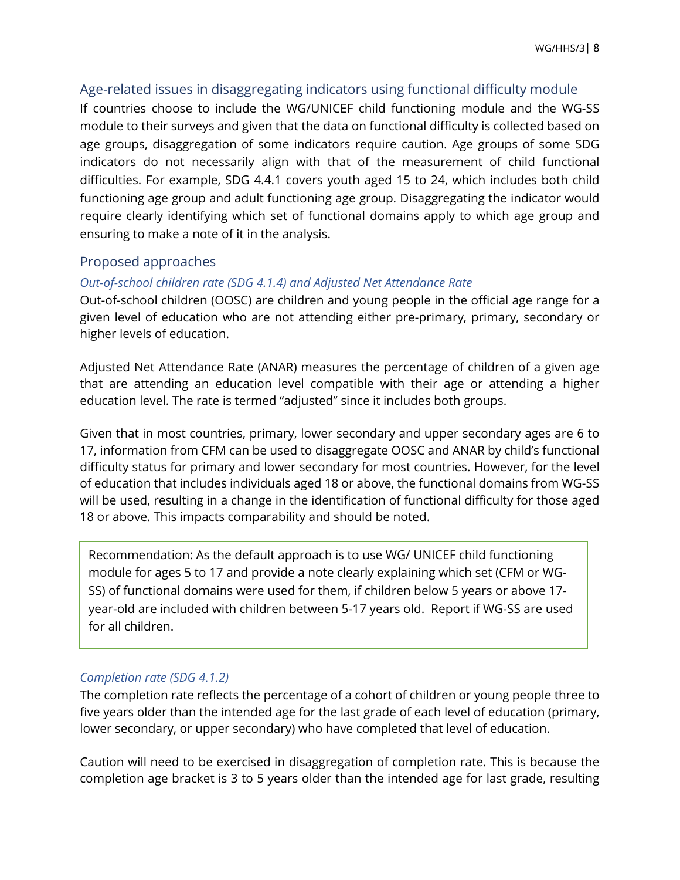## Age-related issues in disaggregating indicators using functional difficulty module

If countries choose to include the WG/UNICEF child functioning module and the WG-SS module to their surveys and given that the data on functional difficulty is collected based on age groups, disaggregation of some indicators require caution. Age groups of some SDG indicators do not necessarily align with that of the measurement of child functional difficulties. For example, SDG 4.4.1 covers youth aged 15 to 24, which includes both child functioning age group and adult functioning age group. Disaggregating the indicator would require clearly identifying which set of functional domains apply to which age group and ensuring to make a note of it in the analysis.

## Proposed approaches

### *Out-of-school children rate (SDG 4.1.4) and Adjusted Net Attendance Rate*

Out-of-school children (OOSC) are children and young people in the official age range for a given level of education who are not attending either pre-primary, primary, secondary or higher levels of education.

Adjusted Net Attendance Rate (ANAR) measures the percentage of children of a given age that are attending an education level compatible with their age or attending a higher education level. The rate is termed "adjusted" since it includes both groups.

Given that in most countries, primary, lower secondary and upper secondary ages are 6 to 17, information from CFM can be used to disaggregate OOSC and ANAR by child's functional difficulty status for primary and lower secondary for most countries. However, for the level of education that includes individuals aged 18 or above, the functional domains from WG-SS will be used, resulting in a change in the identification of functional difficulty for those aged 18 or above. This impacts comparability and should be noted.

> Recommendation: As the default approach is to use WG/ UNICEF child functioning module for ages 5 to 17 and provide a note clearly explaining which set (CFM or WG-SS) of functional domains were used for them, if children below 5 years or above 17-year-old are included with children between 5-17 years old. Report if WG-SS are used for all children.

### *Completion rate (SDG 4.1.2)*

The completion rate reflects the percentage of a cohort of children or young people three to five years older than the intended age for the last grade of each level of education (primary, lower secondary, or upper secondary) who have completed that level of education.

Caution will need to be exercised in disaggregation of completion rate. This is because the completion age bracket is 3 to 5 years older than the intended age for last grade, resulting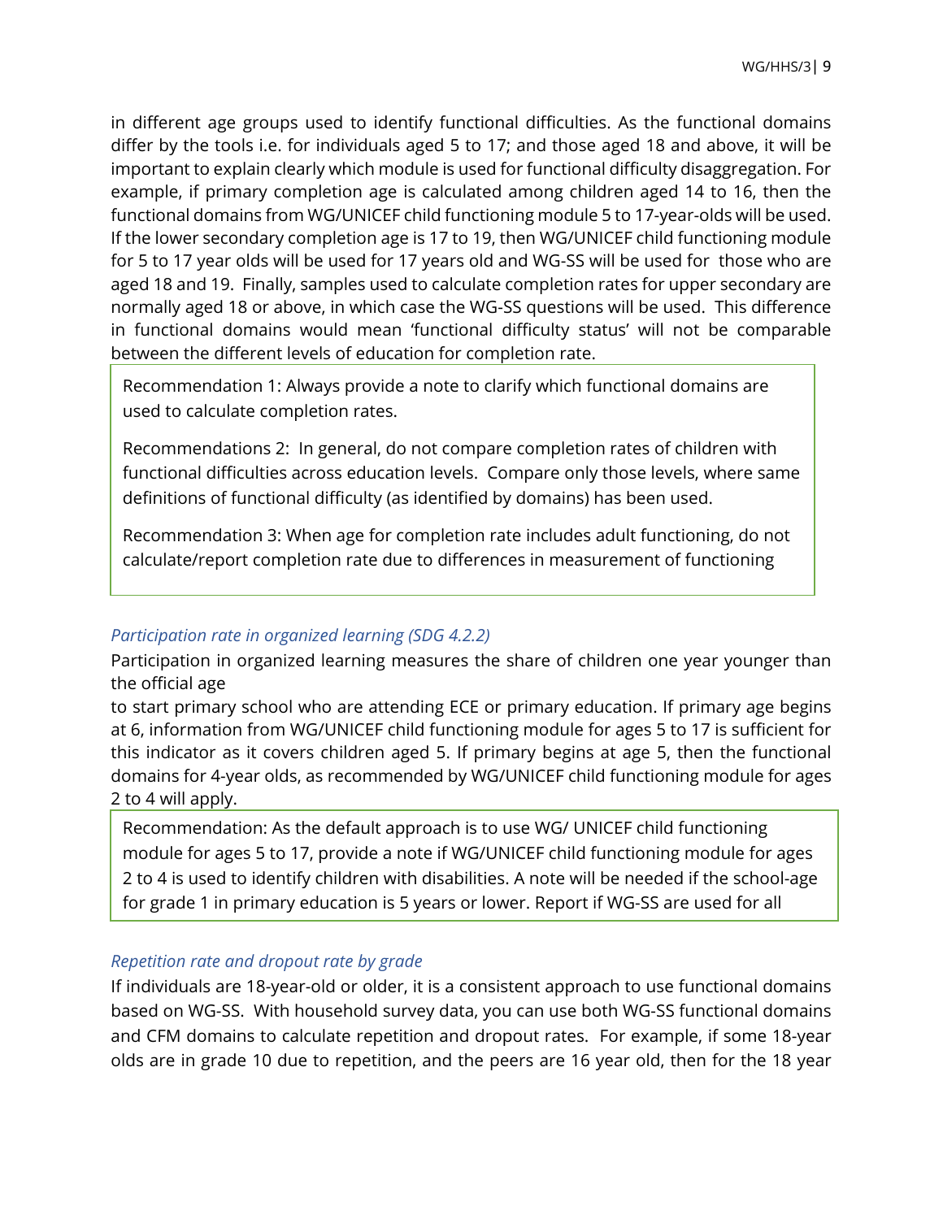in different age groups used to identify functional difficulties. As the functional domains differ by the tools i.e. for individuals aged 5 to 17; and those aged 18 and above, it will be important to explain clearly which module is used for functional difficulty disaggregation. For example, if primary completion age is calculated among children aged 14 to 16, then the functional domains from WG/UNICEF child functioning module 5 to 17-year-olds will be used. If the lower secondary completion age is 17 to 19, then WG/UNICEF child functioning module for 5 to 17 year olds will be used for 17 years old and WG-SS will be used for those who are aged 18 and 19. Finally, samples used to calculate completion rates for upper secondary are normally aged 18 or above, in which case the WG-SS questions will be used. This difference in functional domains would mean 'functional difficulty status' will not be comparable between the different levels of education for completion rate.

> Recommendation 1: Always provide a note to clarify which functional domains are used to calculate completion rates.
>
> Recommendations 2: In general, do not compare completion rates of children with functional difficulties across education levels. Compare only those levels, where same definitions of functional difficulty (as identified by domains) has been used.
>
> Recommendation 3: When age for completion rate includes adult functioning, do not calculate/report completion rate due to differences in measurement of functioning

*Participation rate in organized learning (SDG 4.2.2)*

Participation in organized learning measures the share of children one year younger than the official age
to start primary school who are attending ECE or primary education. If primary age begins at 6, information from WG/UNICEF child functioning module for ages 5 to 17 is sufficient for this indicator as it covers children aged 5. If primary begins at age 5, then the functional domains for 4-year olds, as recommended by WG/UNICEF child functioning module for ages 2 to 4 will apply.

> Recommendation: As the default approach is to use WG/ UNICEF child functioning module for ages 5 to 17, provide a note if WG/UNICEF child functioning module for ages 2 to 4 is used to identify children with disabilities. A note will be needed if the school-age for grade 1 in primary education is 5 years or lower. Report if WG-SS are used for all

*Repetition rate and dropout rate by grade*

If individuals are 18-year-old or older, it is a consistent approach to use functional domains based on WG-SS. With household survey data, you can use both WG-SS functional domains and CFM domains to calculate repetition and dropout rates. For example, if some 18-year olds are in grade 10 due to repetition, and the peers are 16 year old, then for the 18 year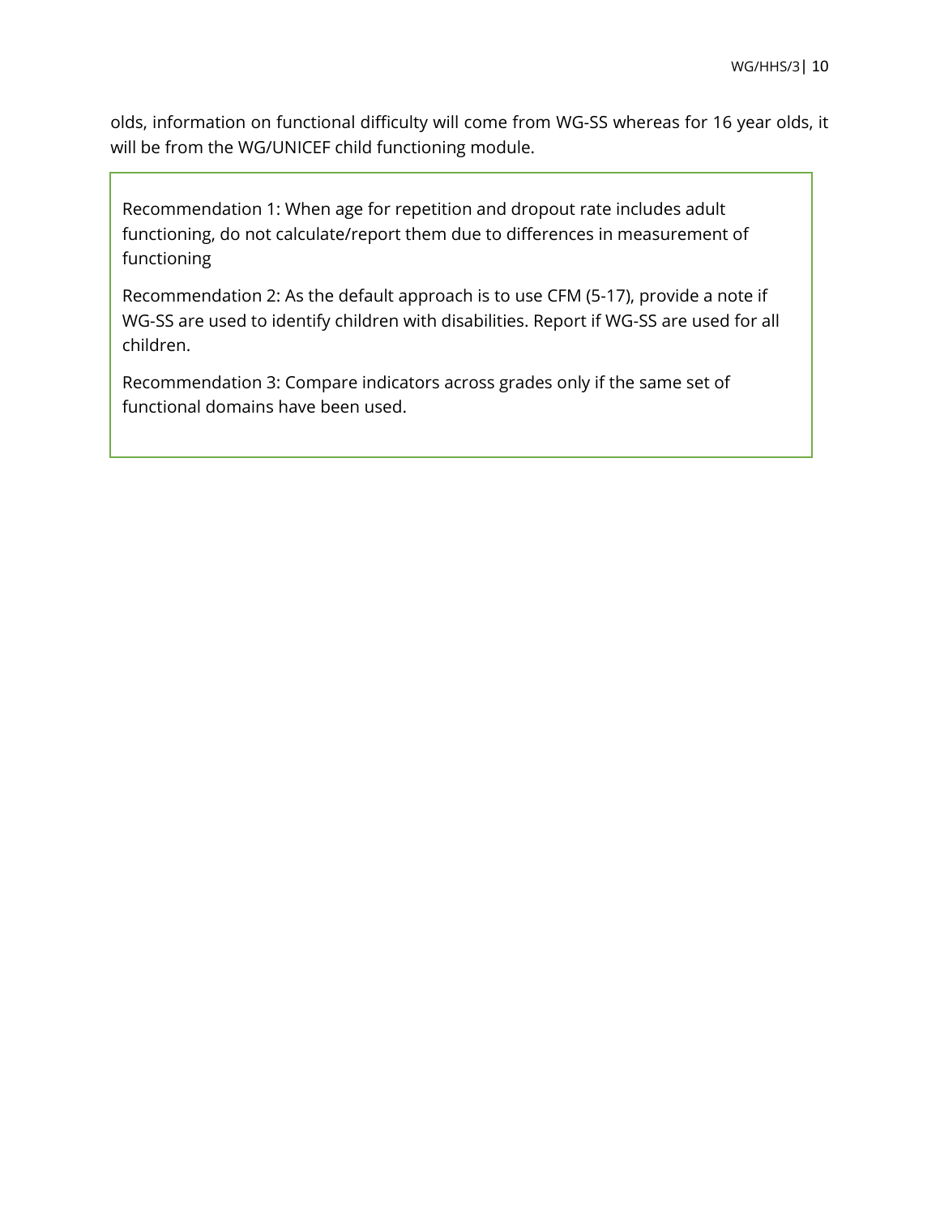olds, information on functional difficulty will come from WG-SS whereas for 16 year olds, it will be from the WG/UNICEF child functioning module.

> Recommendation 1: When age for repetition and dropout rate includes adult functioning, do not calculate/report them due to differences in measurement of functioning
>
> Recommendation 2: As the default approach is to use CFM (5-17), provide a note if WG-SS are used to identify children with disabilities. Report if WG-SS are used for all children.
>
> Recommendation 3: Compare indicators across grades only if the same set of functional domains have been used.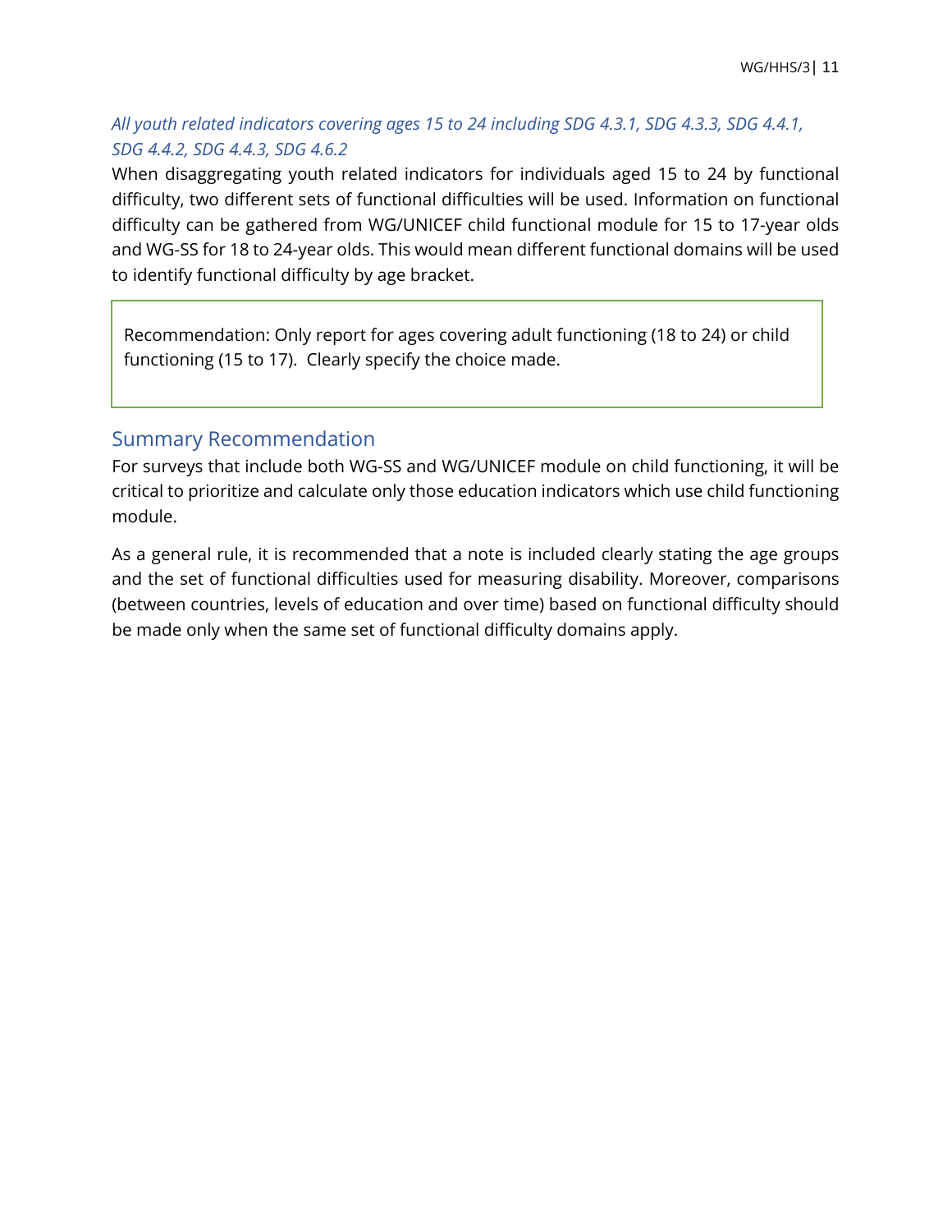### *All youth related indicators covering ages 15 to 24 including SDG 4.3.1, SDG 4.3.3, SDG 4.4.1, SDG 4.4.2, SDG 4.4.3, SDG 4.6.2*

When disaggregating youth related indicators for individuals aged 15 to 24 by functional difficulty, two different sets of functional difficulties will be used. Information on functional difficulty can be gathered from WG/UNICEF child functional module for 15 to 17-year olds and WG-SS for 18 to 24-year olds. This would mean different functional domains will be used to identify functional difficulty by age bracket.

> Recommendation: Only report for ages covering adult functioning (18 to 24) or child functioning (15 to 17). Clearly specify the choice made.

## Summary Recommendation

For surveys that include both WG-SS and WG/UNICEF module on child functioning, it will be critical to prioritize and calculate only those education indicators which use child functioning module.

As a general rule, it is recommended that a note is included clearly stating the age groups and the set of functional difficulties used for measuring disability. Moreover, comparisons (between countries, levels of education and over time) based on functional difficulty should be made only when the same set of functional difficulty domains apply.